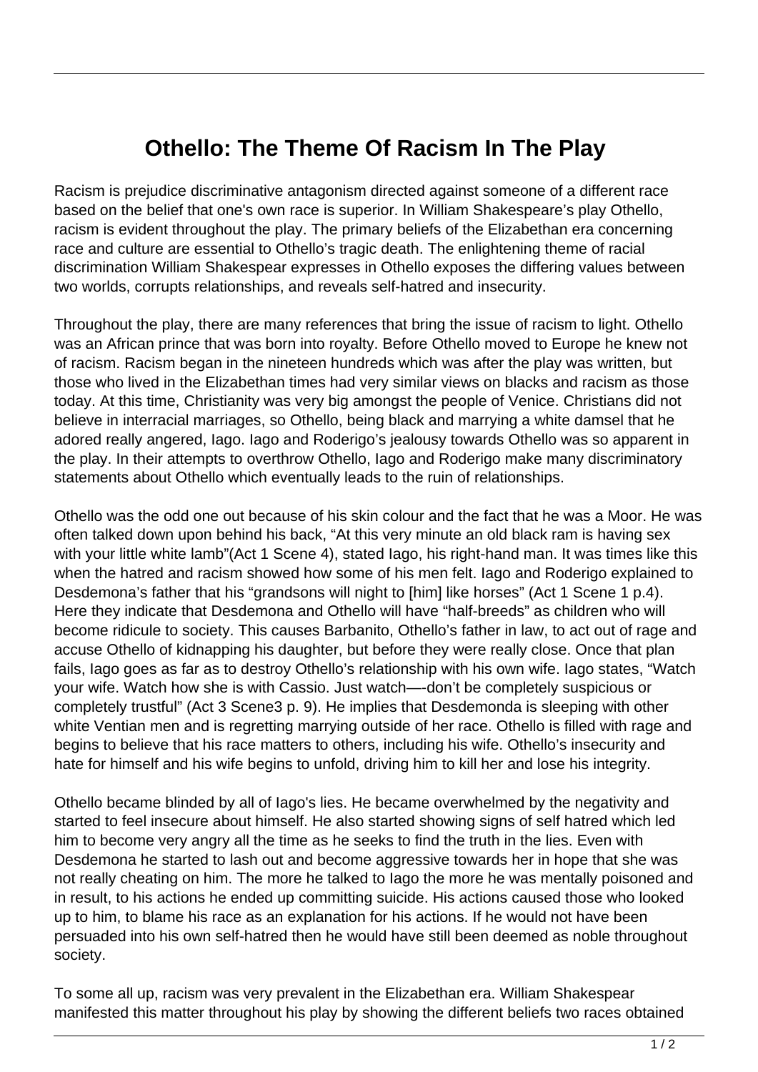# Othello: The Theme Of Racism In The Play

Racism is prejudice discriminative antagonism directed against someone of a different race based on the belief that one's own race is superior. In William Shakespeare's play Othello, racism is evident throughout the play. The primary beliefs of the Elizabethan era concerning race and culture are essential to Othello's tragic death. The enlightening theme of racial discrimination William Shakespear expresses in Othello exposes the differing values between two worlds, corrupts relationships, and reveals self-hatred and insecurity.

Throughout the play, there are many references that bring the issue of racism to light. Othello was an African prince that was born into royalty. Before Othello moved to Europe he knew not of racism. Racism began in the nineteen hundreds which was after the play was written, but those who lived in the Elizabethan times had very similar views on blacks and racism as those today. At this time, Christianity was very big amongst the people of Venice. Christians did not believe in interracial marriages, so Othello, being black and marrying a white damsel that he adored really angered, Iago. Iago and Roderigo's jealousy towards Othello was so apparent in the play. In their attempts to overthrow Othello, Iago and Roderigo make many discriminatory statements about Othello which eventually leads to the ruin of relationships.

Othello was the odd one out because of his skin colour and the fact that he was a Moor. He was often talked down upon behind his back, "At this very minute an old black ram is having sex with your little white lamb"(Act 1 Scene 4), stated Iago, his right-hand man. It was times like this when the hatred and racism showed how some of his men felt. Iago and Roderigo explained to Desdemona's father that his "grandsons will night to [him] like horses" (Act 1 Scene 1 p.4). Here they indicate that Desdemona and Othello will have "half-breeds" as children who will become ridicule to society. This causes Barbanito, Othello's father in law, to act out of rage and accuse Othello of kidnapping his daughter, but before they were really close. Once that plan fails, Iago goes as far as to destroy Othello's relationship with his own wife. Iago states, "Watch your wife. Watch how she is with Cassio. Just watch—-don't be completely suspicious or completely trustful" (Act 3 Scene3 p. 9). He implies that Desdemonda is sleeping with other white Ventian men and is regretting marrying outside of her race. Othello is filled with rage and begins to believe that his race matters to others, including his wife. Othello's insecurity and hate for himself and his wife begins to unfold, driving him to kill her and lose his integrity.

Othello became blinded by all of Iago's lies. He became overwhelmed by the negativity and started to feel insecure about himself. He also started showing signs of self hatred which led him to become very angry all the time as he seeks to find the truth in the lies. Even with Desdemona he started to lash out and become aggressive towards her in hope that she was not really cheating on him. The more he talked to Iago the more he was mentally poisoned and in result, to his actions he ended up committing suicide. His actions caused those who looked up to him, to blame his race as an explanation for his actions. If he would not have been persuaded into his own self-hatred then he would have still been deemed as noble throughout society.

To some all up, racism was very prevalent in the Elizabethan era. William Shakespear manifested this matter throughout his play by showing the different beliefs two races obtained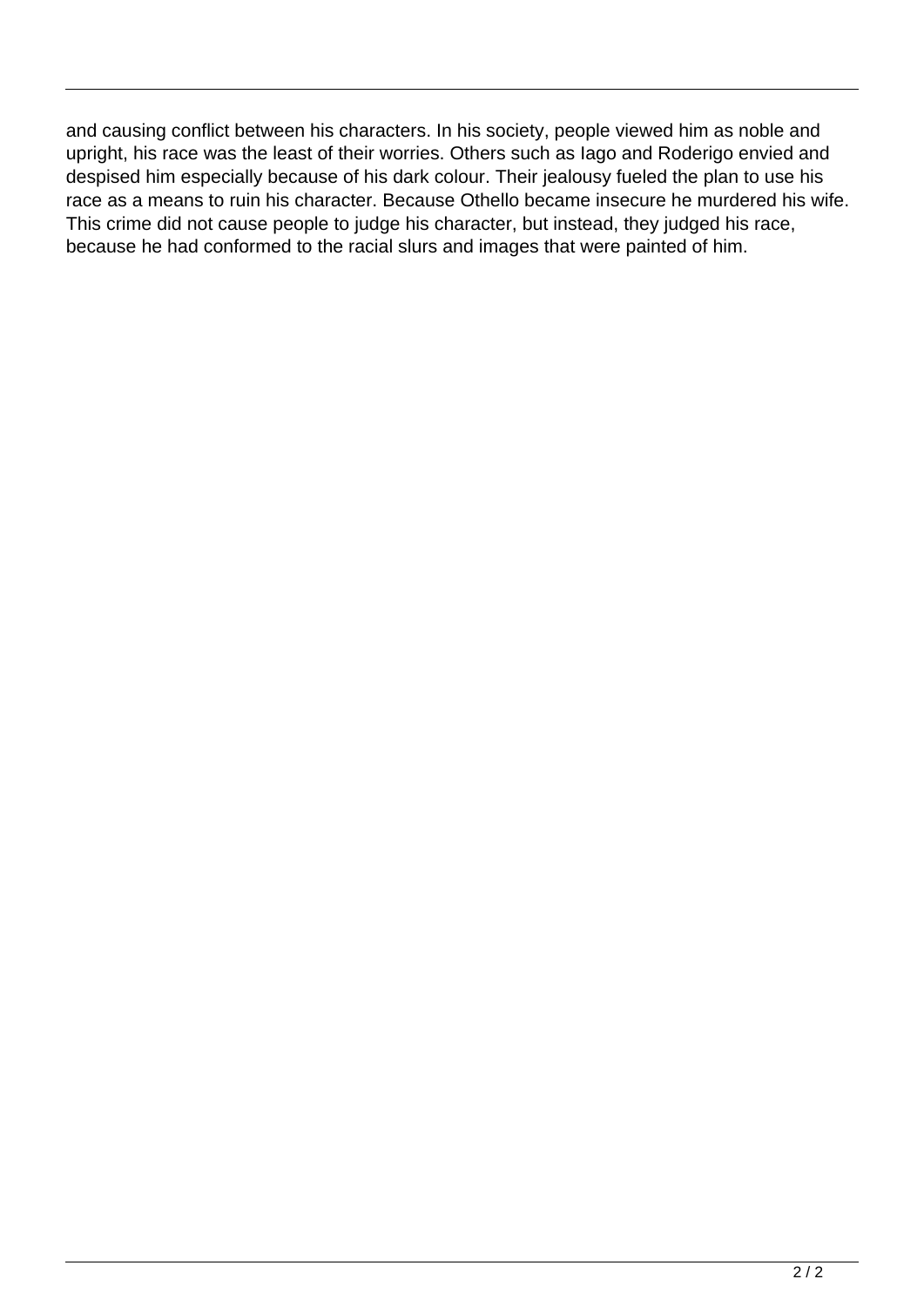and causing conflict between his characters. In his society, people viewed him as noble and upright, his race was the least of their worries. Others such as Iago and Roderigo envied and despised him especially because of his dark colour. Their jealousy fueled the plan to use his race as a means to ruin his character. Because Othello became insecure he murdered his wife. This crime did not cause people to judge his character, but instead, they judged his race, because he had conformed to the racial slurs and images that were painted of him.